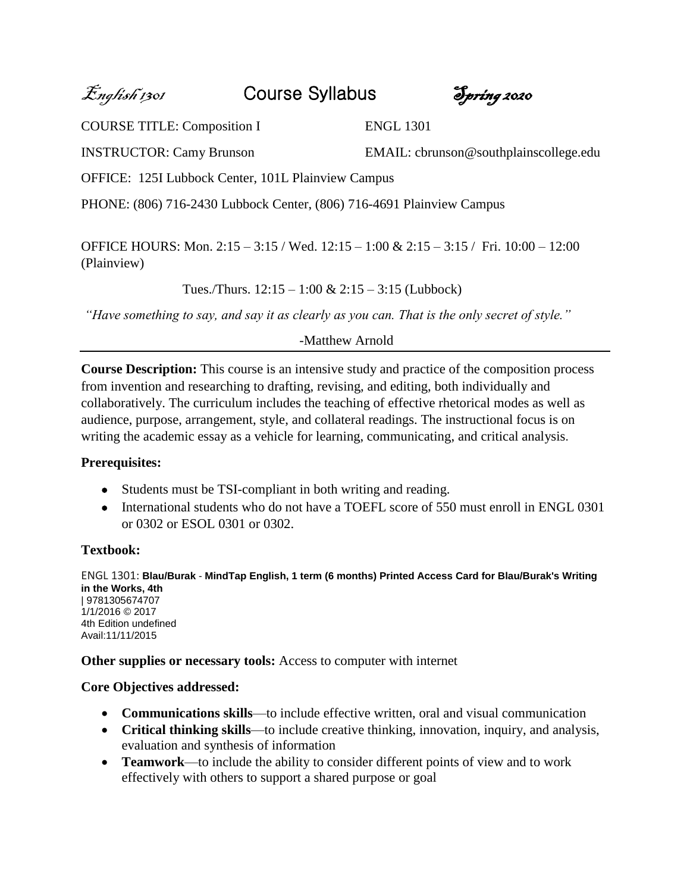# *English 1301* Course Syllabus *Spring 2020*

COURSE TITLE: Composition I ENGL 1301

INSTRUCTOR: Camy Brunson EMAIL: cbrunson@southplainscollege.edu

OFFICE: 125I Lubbock Center, 101L Plainview Campus

PHONE: (806) 716-2430 Lubbock Center, (806) 716-4691 Plainview Campus

OFFICE HOURS: Mon. 2:15 – 3:15 / Wed. 12:15 – 1:00 & 2:15 – 3:15 / Fri. 10:00 – 12:00 (Plainview)

Tues./Thurs. 12:15 – 1:00 & 2:15 – 3:15 (Lubbock)

*"Have something to say, and say it as clearly as you can. That is the only secret of style."*

-Matthew Arnold

---

**Course Description:** This course is an intensive study and practice of the composition process from invention and researching to drafting, revising, and editing, both individually and collaboratively. The curriculum includes the teaching of effective rhetorical modes as well as audience, purpose, arrangement, style, and collateral readings. The instructional focus is on writing the academic essay as a vehicle for learning, communicating, and critical analysis.

### Prerequisites:

- Students must be TSI-compliant in both writing and reading.
- International students who do not have a TOEFL score of 550 must enroll in ENGL 0301 or 0302 or ESOL 0301 or 0302.

### Textbook:

ENGL 1301: **Blau/Burak - MindTap English, 1 term (6 months) Printed Access Card for Blau/Burak's Writing in the Works, 4th**
| 9781305674707
1/1/2016 © 2017
4th Edition undefined
Avail:11/11/2015

**Other supplies or necessary tools:** Access to computer with internet

### Core Objectives addressed:

- **Communications skills**—to include effective written, oral and visual communication
- **Critical thinking skills**—to include creative thinking, innovation, inquiry, and analysis, evaluation and synthesis of information
- **Teamwork**—to include the ability to consider different points of view and to work effectively with others to support a shared purpose or goal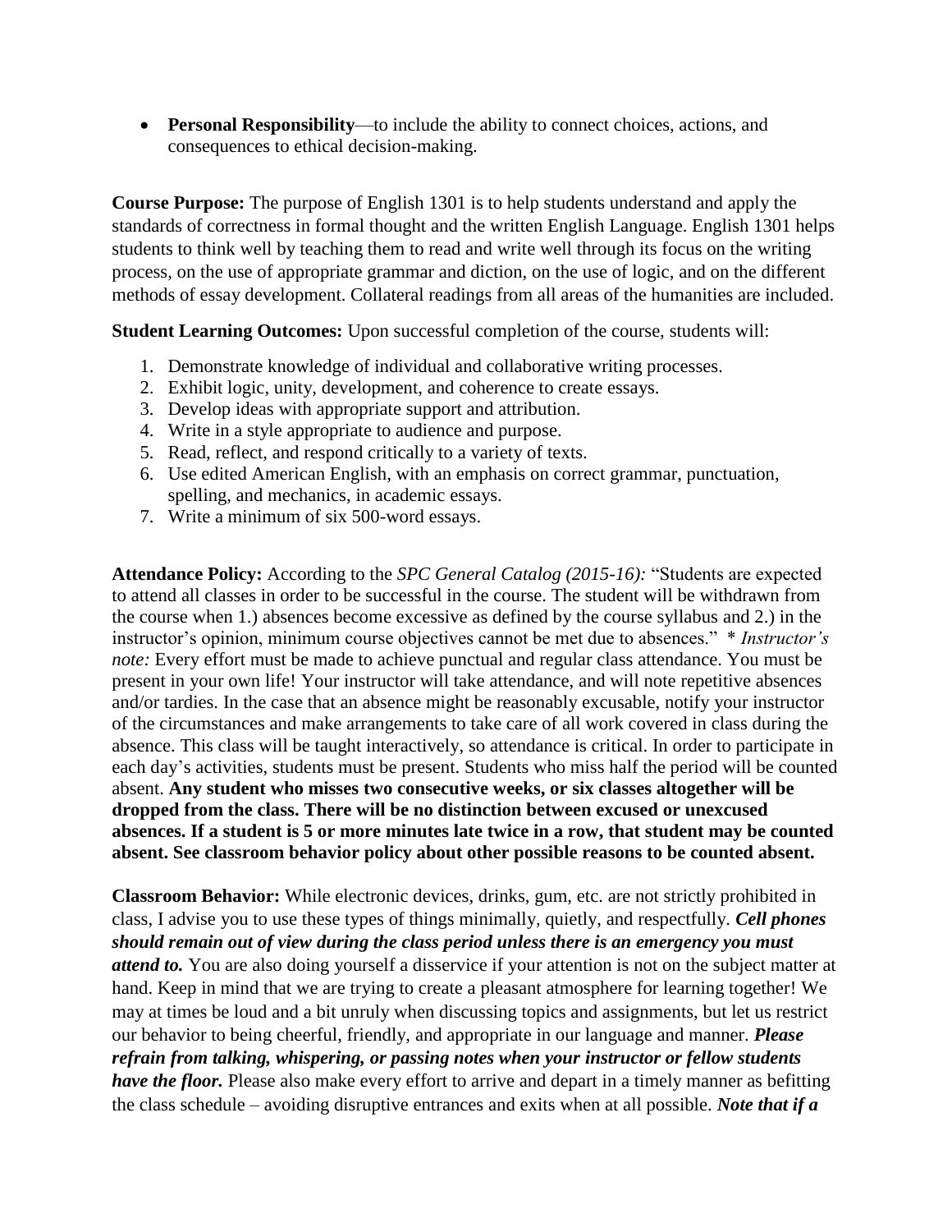- **Personal Responsibility**—to include the ability to connect choices, actions, and consequences to ethical decision-making.

**Course Purpose:** The purpose of English 1301 is to help students understand and apply the standards of correctness in formal thought and the written English Language. English 1301 helps students to think well by teaching them to read and write well through its focus on the writing process, on the use of appropriate grammar and diction, on the use of logic, and on the different methods of essay development. Collateral readings from all areas of the humanities are included.

**Student Learning Outcomes:** Upon successful completion of the course, students will:

1. Demonstrate knowledge of individual and collaborative writing processes.
2. Exhibit logic, unity, development, and coherence to create essays.
3. Develop ideas with appropriate support and attribution.
4. Write in a style appropriate to audience and purpose.
5. Read, reflect, and respond critically to a variety of texts.
6. Use edited American English, with an emphasis on correct grammar, punctuation, spelling, and mechanics, in academic essays.
7. Write a minimum of six 500-word essays.

**Attendance Policy:** According to the *SPC General Catalog (2015-16):* "Students are expected to attend all classes in order to be successful in the course. The student will be withdrawn from the course when 1.) absences become excessive as defined by the course syllabus and 2.) in the instructor's opinion, minimum course objectives cannot be met due to absences." * *Instructor's note:* Every effort must be made to achieve punctual and regular class attendance. You must be present in your own life! Your instructor will take attendance, and will note repetitive absences and/or tardies. In the case that an absence might be reasonably excusable, notify your instructor of the circumstances and make arrangements to take care of all work covered in class during the absence. This class will be taught interactively, so attendance is critical. In order to participate in each day's activities, students must be present. Students who miss half the period will be counted absent. **Any student who misses two consecutive weeks, or six classes altogether will be dropped from the class. There will be no distinction between excused or unexcused absences. If a student is 5 or more minutes late twice in a row, that student may be counted absent. See classroom behavior policy about other possible reasons to be counted absent.**

**Classroom Behavior:** While electronic devices, drinks, gum, etc. are not strictly prohibited in class, I advise you to use these types of things minimally, quietly, and respectfully. ***Cell phones should remain out of view during the class period unless there is an emergency you must attend to.*** You are also doing yourself a disservice if your attention is not on the subject matter at hand. Keep in mind that we are trying to create a pleasant atmosphere for learning together! We may at times be loud and a bit unruly when discussing topics and assignments, but let us restrict our behavior to being cheerful, friendly, and appropriate in our language and manner. ***Please refrain from talking, whispering, or passing notes when your instructor or fellow students have the floor.*** Please also make every effort to arrive and depart in a timely manner as befitting the class schedule – avoiding disruptive entrances and exits when at all possible. ***Note that if a***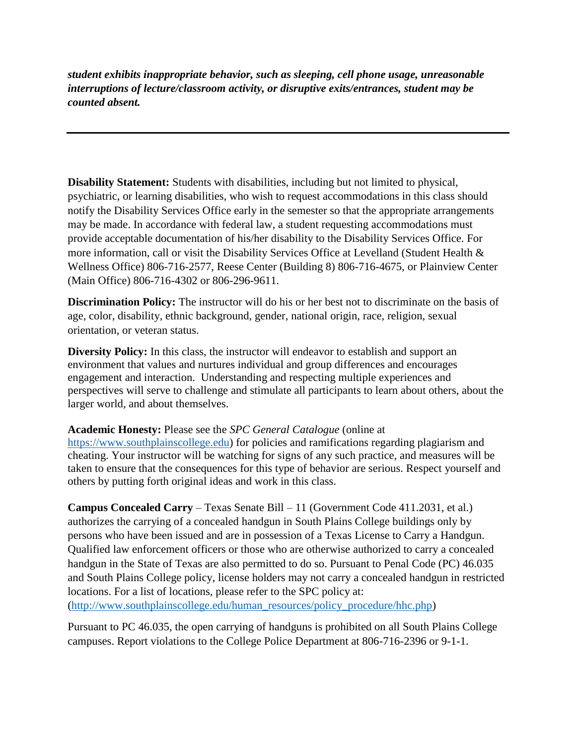***student exhibits inappropriate behavior, such as sleeping, cell phone usage, unreasonable interruptions of lecture/classroom activity, or disruptive exits/entrances, student may be counted absent.***

---

**Disability Statement:** Students with disabilities, including but not limited to physical, psychiatric, or learning disabilities, who wish to request accommodations in this class should notify the Disability Services Office early in the semester so that the appropriate arrangements may be made. In accordance with federal law, a student requesting accommodations must provide acceptable documentation of his/her disability to the Disability Services Office. For more information, call or visit the Disability Services Office at Levelland (Student Health & Wellness Office) 806-716-2577, Reese Center (Building 8) 806-716-4675, or Plainview Center (Main Office) 806-716-4302 or 806-296-9611.

**Discrimination Policy:** The instructor will do his or her best not to discriminate on the basis of age, color, disability, ethnic background, gender, national origin, race, religion, sexual orientation, or veteran status.

**Diversity Policy:** In this class, the instructor will endeavor to establish and support an environment that values and nurtures individual and group differences and encourages engagement and interaction. Understanding and respecting multiple experiences and perspectives will serve to challenge and stimulate all participants to learn about others, about the larger world, and about themselves.

**Academic Honesty:** Please see the *SPC General Catalogue* (online at [https://www.southplainscollege.edu](https://www.southplainscollege.edu)) for policies and ramifications regarding plagiarism and cheating. Your instructor will be watching for signs of any such practice, and measures will be taken to ensure that the consequences for this type of behavior are serious. Respect yourself and others by putting forth original ideas and work in this class.

**Campus Concealed Carry** – Texas Senate Bill – 11 (Government Code 411.2031, et al.) authorizes the carrying of a concealed handgun in South Plains College buildings only by persons who have been issued and are in possession of a Texas License to Carry a Handgun. Qualified law enforcement officers or those who are otherwise authorized to carry a concealed handgun in the State of Texas are also permitted to do so. Pursuant to Penal Code (PC) 46.035 and South Plains College policy, license holders may not carry a concealed handgun in restricted locations. For a list of locations, please refer to the SPC policy at: ([http://www.southplainscollege.edu/human_resources/policy_procedure/hhc.php](http://www.southplainscollege.edu/human_resources/policy_procedure/hhc.php))

Pursuant to PC 46.035, the open carrying of handguns is prohibited on all South Plains College campuses. Report violations to the College Police Department at 806-716-2396 or 9-1-1.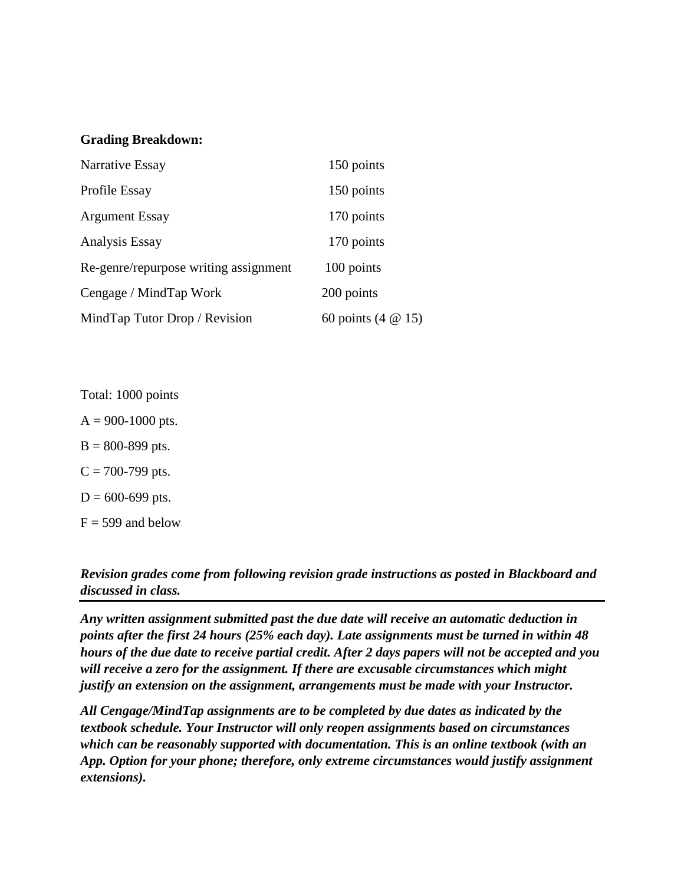**Grading Breakdown:**

| | |
|---|---|
| Narrative Essay | 150 points |
| Profile Essay | 150 points |
| Argument Essay | 170 points |
| Analysis Essay | 170 points |
| Re-genre/repurpose writing assignment | 100 points |
| Cengage / MindTap Work | 200 points |
| MindTap Tutor Drop / Revision | 60 points (4 @ 15) |

Total: 1000 points

A = 900-1000 pts.

B = 800-899 pts.

C = 700-799 pts.

D = 600-699 pts.

F = 599 and below

***Revision grades come from following revision grade instructions as posted in Blackboard and discussed in class.***

---

***Any written assignment submitted past the due date will receive an automatic deduction in points after the first 24 hours (25% each day). Late assignments must be turned in within 48 hours of the due date to receive partial credit. After 2 days papers will not be accepted and you will receive a zero for the assignment. If there are excusable circumstances which might justify an extension on the assignment, arrangements must be made with your Instructor.***

***All Cengage/MindTap assignments are to be completed by due dates as indicated by the textbook schedule. Your Instructor will only reopen assignments based on circumstances which can be reasonably supported with documentation. This is an online textbook (with an App. Option for your phone; therefore, only extreme circumstances would justify assignment extensions).***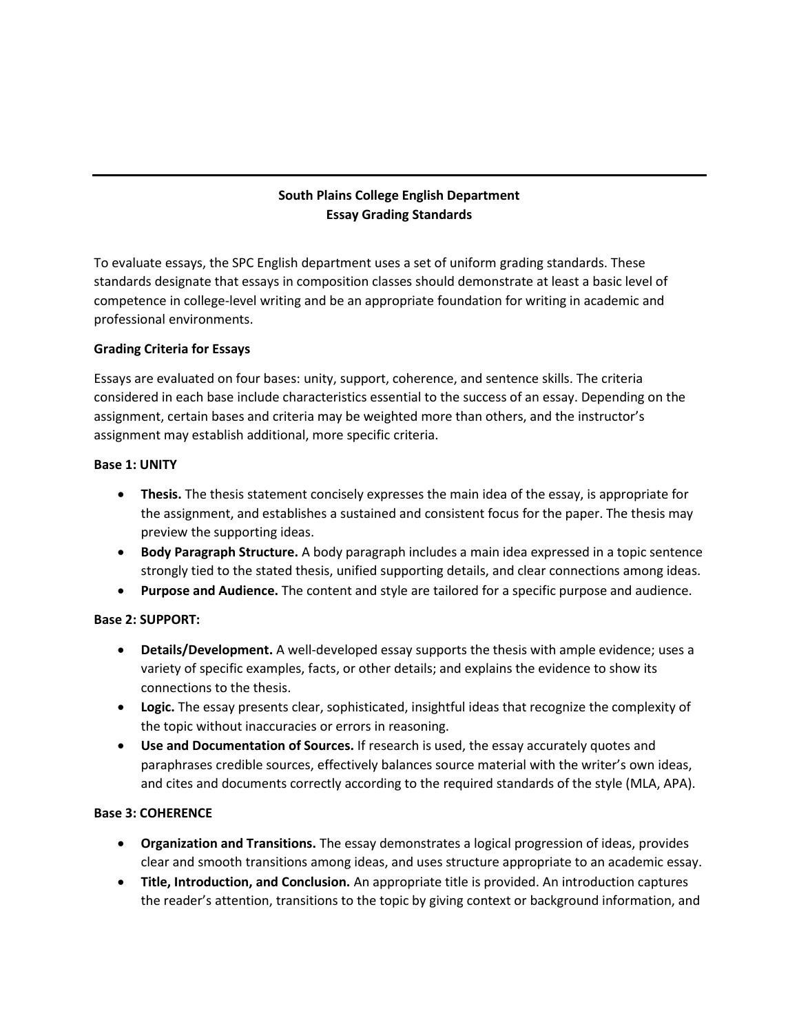---

**South Plains College English Department**
**Essay Grading Standards**

To evaluate essays, the SPC English department uses a set of uniform grading standards. These standards designate that essays in composition classes should demonstrate at least a basic level of competence in college-level writing and be an appropriate foundation for writing in academic and professional environments.

**Grading Criteria for Essays**

Essays are evaluated on four bases: unity, support, coherence, and sentence skills. The criteria considered in each base include characteristics essential to the success of an essay. Depending on the assignment, certain bases and criteria may be weighted more than others, and the instructor's assignment may establish additional, more specific criteria.

**Base 1: UNITY**

- **Thesis.** The thesis statement concisely expresses the main idea of the essay, is appropriate for the assignment, and establishes a sustained and consistent focus for the paper. The thesis may preview the supporting ideas.
- **Body Paragraph Structure.** A body paragraph includes a main idea expressed in a topic sentence strongly tied to the stated thesis, unified supporting details, and clear connections among ideas.
- **Purpose and Audience.** The content and style are tailored for a specific purpose and audience.

**Base 2: SUPPORT:**

- **Details/Development.** A well-developed essay supports the thesis with ample evidence; uses a variety of specific examples, facts, or other details; and explains the evidence to show its connections to the thesis.
- **Logic.** The essay presents clear, sophisticated, insightful ideas that recognize the complexity of the topic without inaccuracies or errors in reasoning.
- **Use and Documentation of Sources.** If research is used, the essay accurately quotes and paraphrases credible sources, effectively balances source material with the writer's own ideas, and cites and documents correctly according to the required standards of the style (MLA, APA).

**Base 3: COHERENCE**

- **Organization and Transitions.** The essay demonstrates a logical progression of ideas, provides clear and smooth transitions among ideas, and uses structure appropriate to an academic essay.
- **Title, Introduction, and Conclusion.** An appropriate title is provided. An introduction captures the reader's attention, transitions to the topic by giving context or background information, and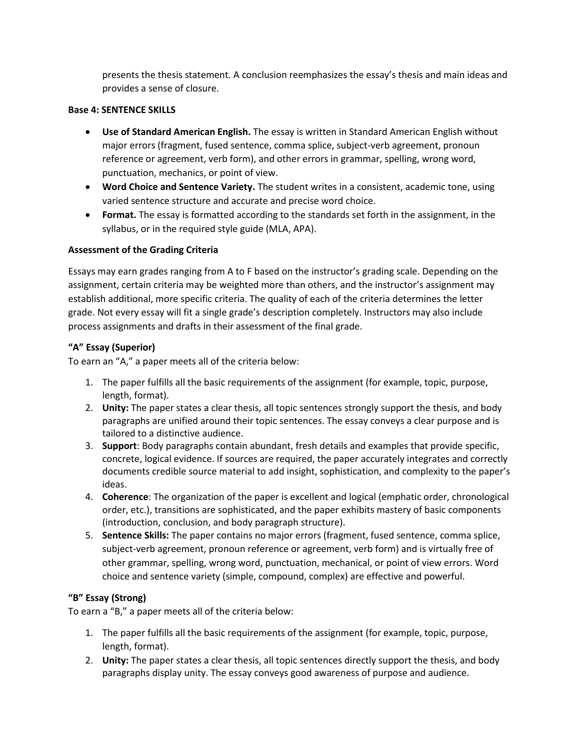presents the thesis statement. A conclusion reemphasizes the essay's thesis and main ideas and provides a sense of closure.

**Base 4: SENTENCE SKILLS**

- **Use of Standard American English.** The essay is written in Standard American English without major errors (fragment, fused sentence, comma splice, subject-verb agreement, pronoun reference or agreement, verb form), and other errors in grammar, spelling, wrong word, punctuation, mechanics, or point of view.
- **Word Choice and Sentence Variety.** The student writes in a consistent, academic tone, using varied sentence structure and accurate and precise word choice.
- **Format.** The essay is formatted according to the standards set forth in the assignment, in the syllabus, or in the required style guide (MLA, APA).

**Assessment of the Grading Criteria**

Essays may earn grades ranging from A to F based on the instructor's grading scale. Depending on the assignment, certain criteria may be weighted more than others, and the instructor's assignment may establish additional, more specific criteria. The quality of each of the criteria determines the letter grade. Not every essay will fit a single grade's description completely. Instructors may also include process assignments and drafts in their assessment of the final grade.

**"A" Essay (Superior)**
To earn an "A," a paper meets all of the criteria below:

1. The paper fulfills all the basic requirements of the assignment (for example, topic, purpose, length, format).
2. **Unity:** The paper states a clear thesis, all topic sentences strongly support the thesis, and body paragraphs are unified around their topic sentences. The essay conveys a clear purpose and is tailored to a distinctive audience.
3. **Support**: Body paragraphs contain abundant, fresh details and examples that provide specific, concrete, logical evidence. If sources are required, the paper accurately integrates and correctly documents credible source material to add insight, sophistication, and complexity to the paper's ideas.
4. **Coherence**: The organization of the paper is excellent and logical (emphatic order, chronological order, etc.), transitions are sophisticated, and the paper exhibits mastery of basic components (introduction, conclusion, and body paragraph structure).
5. **Sentence Skills:** The paper contains no major errors (fragment, fused sentence, comma splice, subject-verb agreement, pronoun reference or agreement, verb form) and is virtually free of other grammar, spelling, wrong word, punctuation, mechanical, or point of view errors. Word choice and sentence variety (simple, compound, complex) are effective and powerful.

**"B" Essay (Strong)**
To earn a "B," a paper meets all of the criteria below:

1. The paper fulfills all the basic requirements of the assignment (for example, topic, purpose, length, format).
2. **Unity:** The paper states a clear thesis, all topic sentences directly support the thesis, and body paragraphs display unity. The essay conveys good awareness of purpose and audience.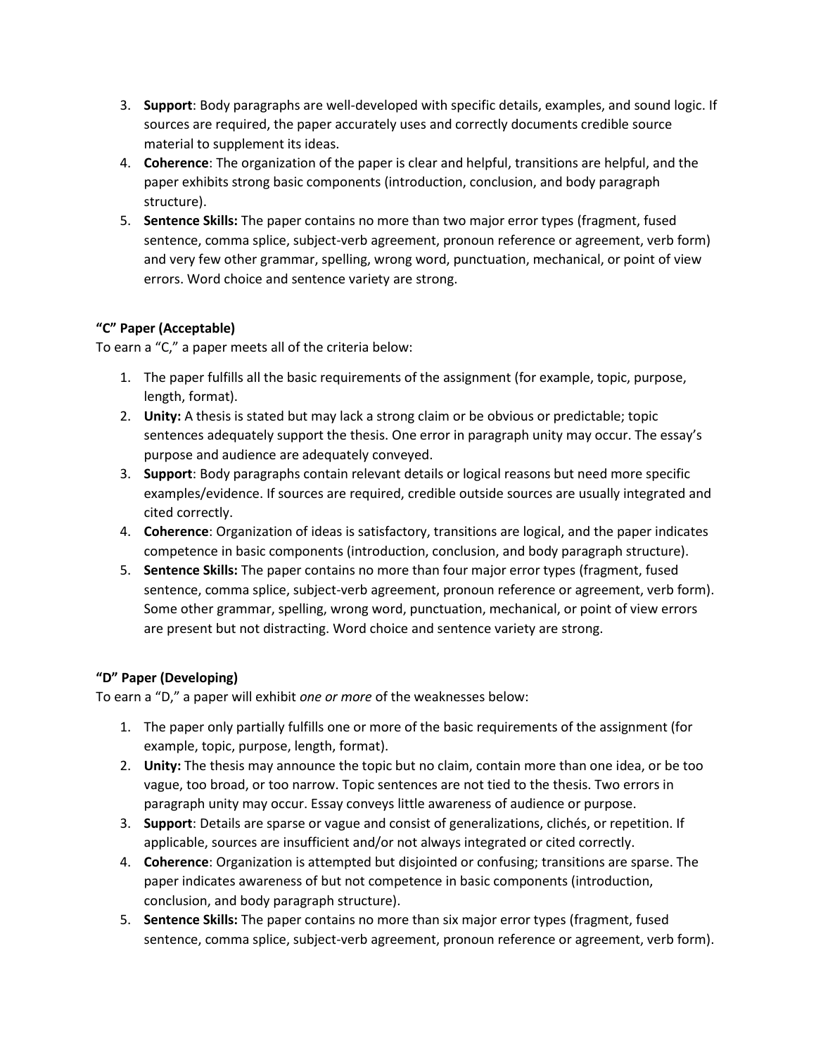3. **Support**: Body paragraphs are well-developed with specific details, examples, and sound logic. If sources are required, the paper accurately uses and correctly documents credible source material to supplement its ideas.
4. **Coherence**: The organization of the paper is clear and helpful, transitions are helpful, and the paper exhibits strong basic components (introduction, conclusion, and body paragraph structure).
5. **Sentence Skills:** The paper contains no more than two major error types (fragment, fused sentence, comma splice, subject-verb agreement, pronoun reference or agreement, verb form) and very few other grammar, spelling, wrong word, punctuation, mechanical, or point of view errors. Word choice and sentence variety are strong.

**"C" Paper (Acceptable)**

To earn a "C," a paper meets all of the criteria below:

1. The paper fulfills all the basic requirements of the assignment (for example, topic, purpose, length, format).
2. **Unity:** A thesis is stated but may lack a strong claim or be obvious or predictable; topic sentences adequately support the thesis. One error in paragraph unity may occur. The essay's purpose and audience are adequately conveyed.
3. **Support**: Body paragraphs contain relevant details or logical reasons but need more specific examples/evidence. If sources are required, credible outside sources are usually integrated and cited correctly.
4. **Coherence**: Organization of ideas is satisfactory, transitions are logical, and the paper indicates competence in basic components (introduction, conclusion, and body paragraph structure).
5. **Sentence Skills:** The paper contains no more than four major error types (fragment, fused sentence, comma splice, subject-verb agreement, pronoun reference or agreement, verb form). Some other grammar, spelling, wrong word, punctuation, mechanical, or point of view errors are present but not distracting. Word choice and sentence variety are strong.

**"D" Paper (Developing)**

To earn a "D," a paper will exhibit *one or more* of the weaknesses below:

1. The paper only partially fulfills one or more of the basic requirements of the assignment (for example, topic, purpose, length, format).
2. **Unity:** The thesis may announce the topic but no claim, contain more than one idea, or be too vague, too broad, or too narrow. Topic sentences are not tied to the thesis. Two errors in paragraph unity may occur. Essay conveys little awareness of audience or purpose.
3. **Support**: Details are sparse or vague and consist of generalizations, clichés, or repetition. If applicable, sources are insufficient and/or not always integrated or cited correctly.
4. **Coherence**: Organization is attempted but disjointed or confusing; transitions are sparse. The paper indicates awareness of but not competence in basic components (introduction, conclusion, and body paragraph structure).
5. **Sentence Skills:** The paper contains no more than six major error types (fragment, fused sentence, comma splice, subject-verb agreement, pronoun reference or agreement, verb form).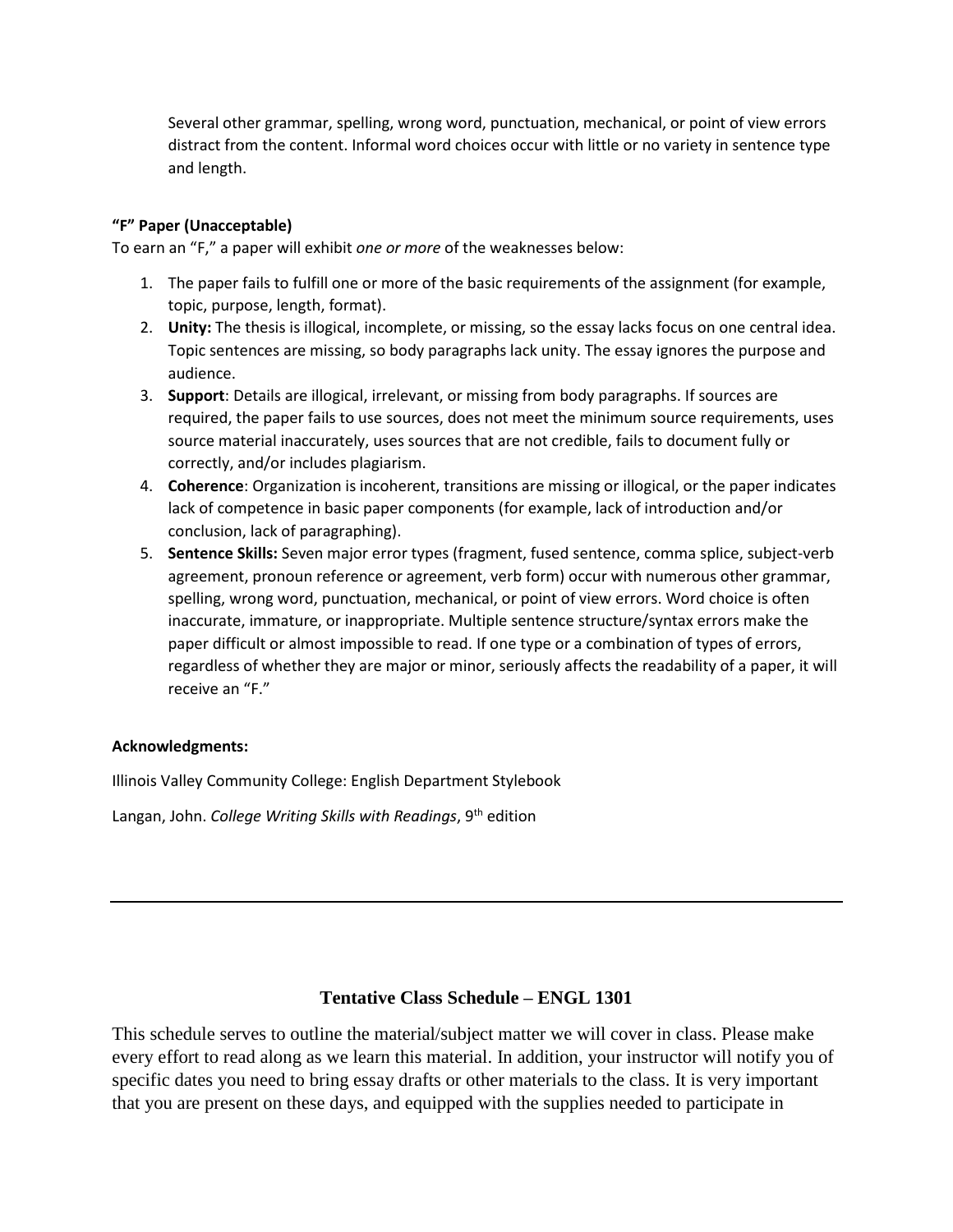Several other grammar, spelling, wrong word, punctuation, mechanical, or point of view errors distract from the content. Informal word choices occur with little or no variety in sentence type and length.

**"F" Paper (Unacceptable)**

To earn an "F," a paper will exhibit *one or more* of the weaknesses below:

1. The paper fails to fulfill one or more of the basic requirements of the assignment (for example, topic, purpose, length, format).
2. **Unity:** The thesis is illogical, incomplete, or missing, so the essay lacks focus on one central idea. Topic sentences are missing, so body paragraphs lack unity. The essay ignores the purpose and audience.
3. **Support**: Details are illogical, irrelevant, or missing from body paragraphs. If sources are required, the paper fails to use sources, does not meet the minimum source requirements, uses source material inaccurately, uses sources that are not credible, fails to document fully or correctly, and/or includes plagiarism.
4. **Coherence**: Organization is incoherent, transitions are missing or illogical, or the paper indicates lack of competence in basic paper components (for example, lack of introduction and/or conclusion, lack of paragraphing).
5. **Sentence Skills:** Seven major error types (fragment, fused sentence, comma splice, subject-verb agreement, pronoun reference or agreement, verb form) occur with numerous other grammar, spelling, wrong word, punctuation, mechanical, or point of view errors. Word choice is often inaccurate, immature, or inappropriate. Multiple sentence structure/syntax errors make the paper difficult or almost impossible to read. If one type or a combination of types of errors, regardless of whether they are major or minor, seriously affects the readability of a paper, it will receive an "F."

**Acknowledgments:**

Illinois Valley Community College: English Department Stylebook

Langan, John. *College Writing Skills with Readings*, 9th edition

---

## Tentative Class Schedule – ENGL 1301

This schedule serves to outline the material/subject matter we will cover in class. Please make every effort to read along as we learn this material. In addition, your instructor will notify you of specific dates you need to bring essay drafts or other materials to the class. It is very important that you are present on these days, and equipped with the supplies needed to participate in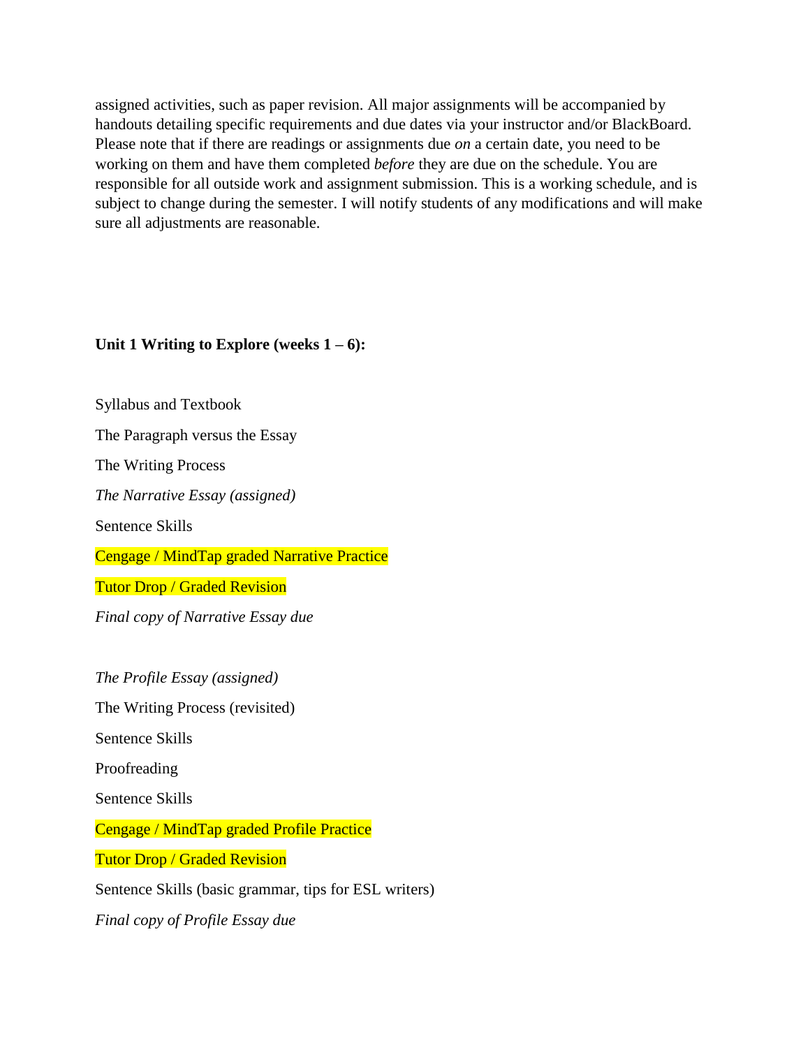assigned activities, such as paper revision. All major assignments will be accompanied by handouts detailing specific requirements and due dates via your instructor and/or BlackBoard. Please note that if there are readings or assignments due *on* a certain date, you need to be working on them and have them completed *before* they are due on the schedule. You are responsible for all outside work and assignment submission. This is a working schedule, and is subject to change during the semester. I will notify students of any modifications and will make sure all adjustments are reasonable.

**Unit 1 Writing to Explore (weeks 1 – 6):**

Syllabus and Textbook

The Paragraph versus the Essay

The Writing Process

*The Narrative Essay (assigned)*

Sentence Skills

Cengage / MindTap graded Narrative Practice

Tutor Drop / Graded Revision

*Final copy of Narrative Essay due*

*The Profile Essay (assigned)*

The Writing Process (revisited)

Sentence Skills

Proofreading

Sentence Skills

Cengage / MindTap graded Profile Practice

Tutor Drop / Graded Revision

Sentence Skills (basic grammar, tips for ESL writers)

*Final copy of Profile Essay due*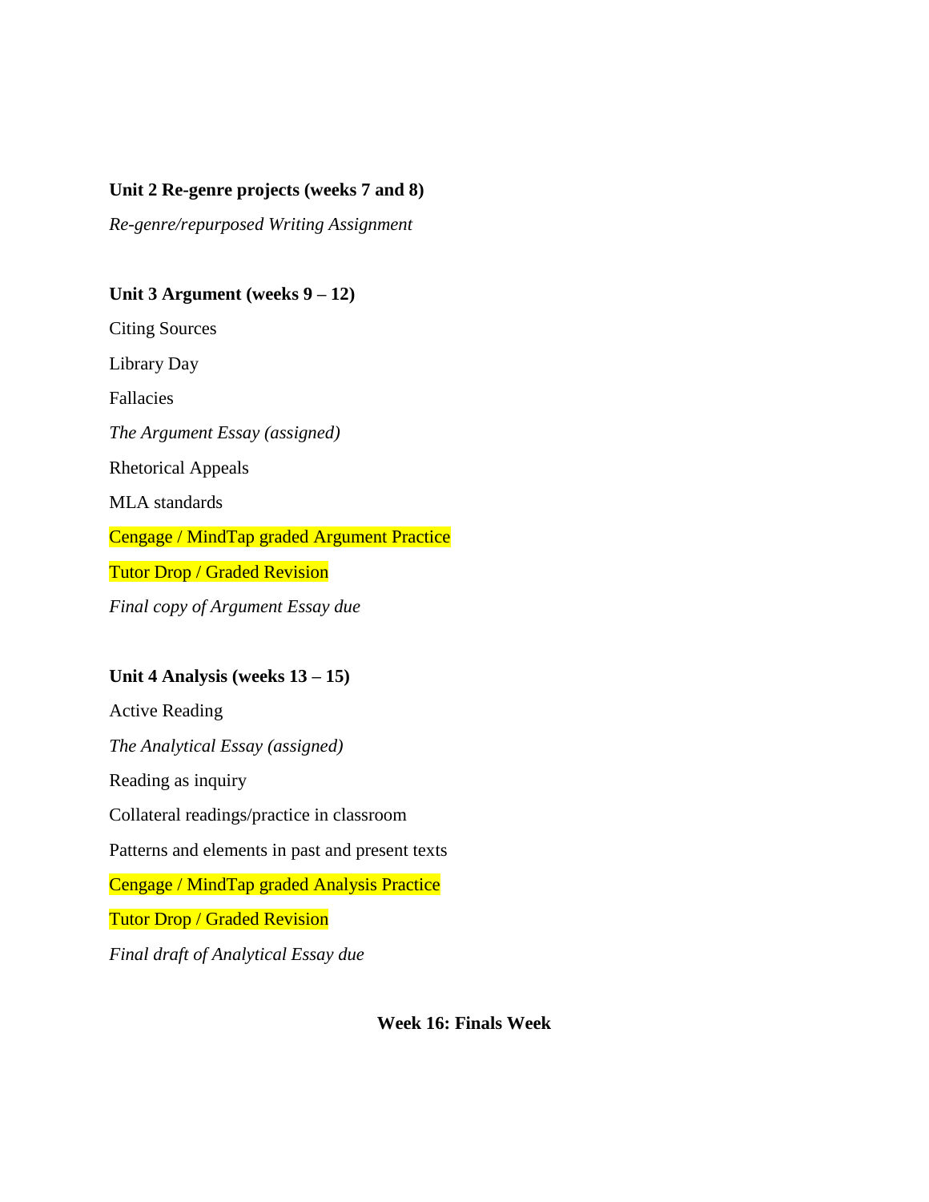**Unit 2 Re-genre projects (weeks 7 and 8)**

*Re-genre/repurposed Writing Assignment*

**Unit 3 Argument (weeks 9 – 12)**

Citing Sources

Library Day

Fallacies

*The Argument Essay (assigned)*

Rhetorical Appeals

MLA standards

Cengage / MindTap graded Argument Practice

Tutor Drop / Graded Revision

*Final copy of Argument Essay due*

**Unit 4 Analysis (weeks 13 – 15)**

Active Reading

*The Analytical Essay (assigned)*

Reading as inquiry

Collateral readings/practice in classroom

Patterns and elements in past and present texts

Cengage / MindTap graded Analysis Practice

Tutor Drop / Graded Revision

*Final draft of Analytical Essay due*

**Week 16: Finals Week**